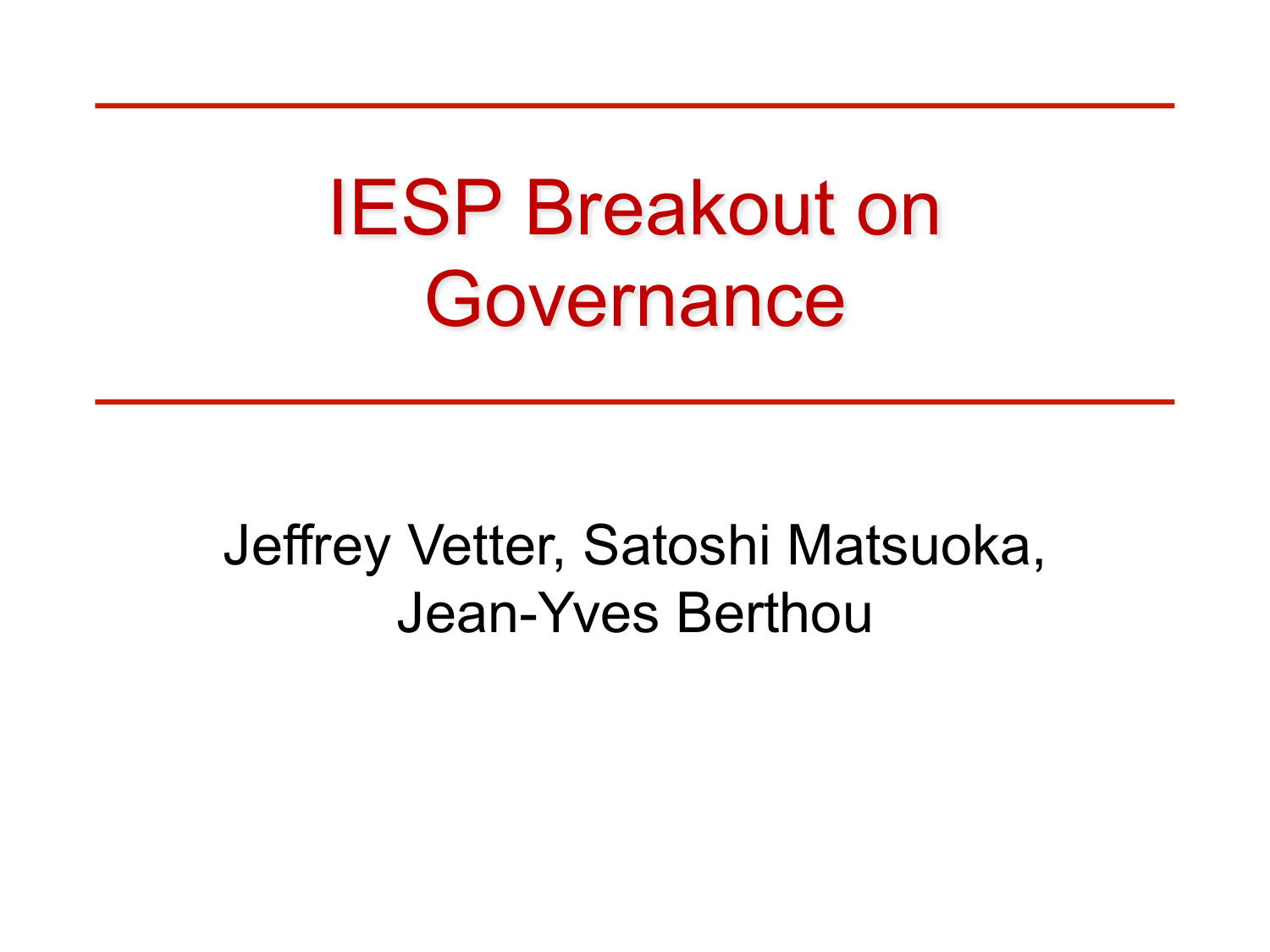# IESP Breakout on Governance

Jeffrey Vetter, Satoshi Matsuoka, Jean-Yves Berthou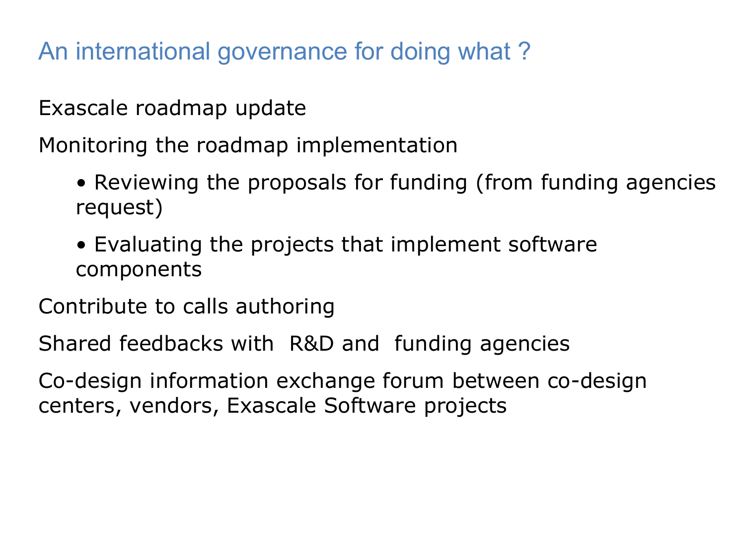# An international governance for doing what ?

Exascale roadmap update

Monitoring the roadmap implementation

- Reviewing the proposals for funding (from funding agencies request)
- Evaluating the projects that implement software components

Contribute to calls authoring

Shared feedbacks with R&D and funding agencies

Co-design information exchange forum between co-design centers, vendors, Exascale Software projects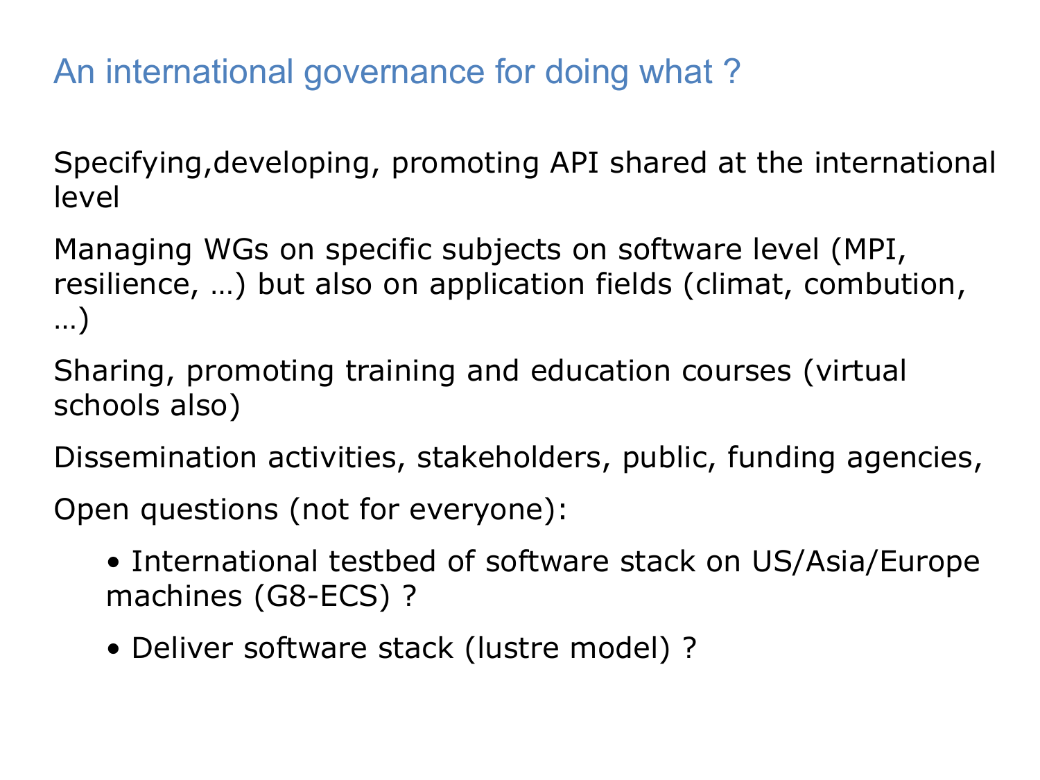# An international governance for doing what ?

Specifying,developing, promoting API shared at the international level

Managing WGs on specific subjects on software level (MPI, resilience, …) but also on application fields (climat, combution, …)

Sharing, promoting training and education courses (virtual schools also)

Dissemination activities, stakeholders, public, funding agencies,

Open questions (not for everyone):

- International testbed of software stack on US/Asia/Europe machines (G8-ECS) ?
- Deliver software stack (lustre model) ?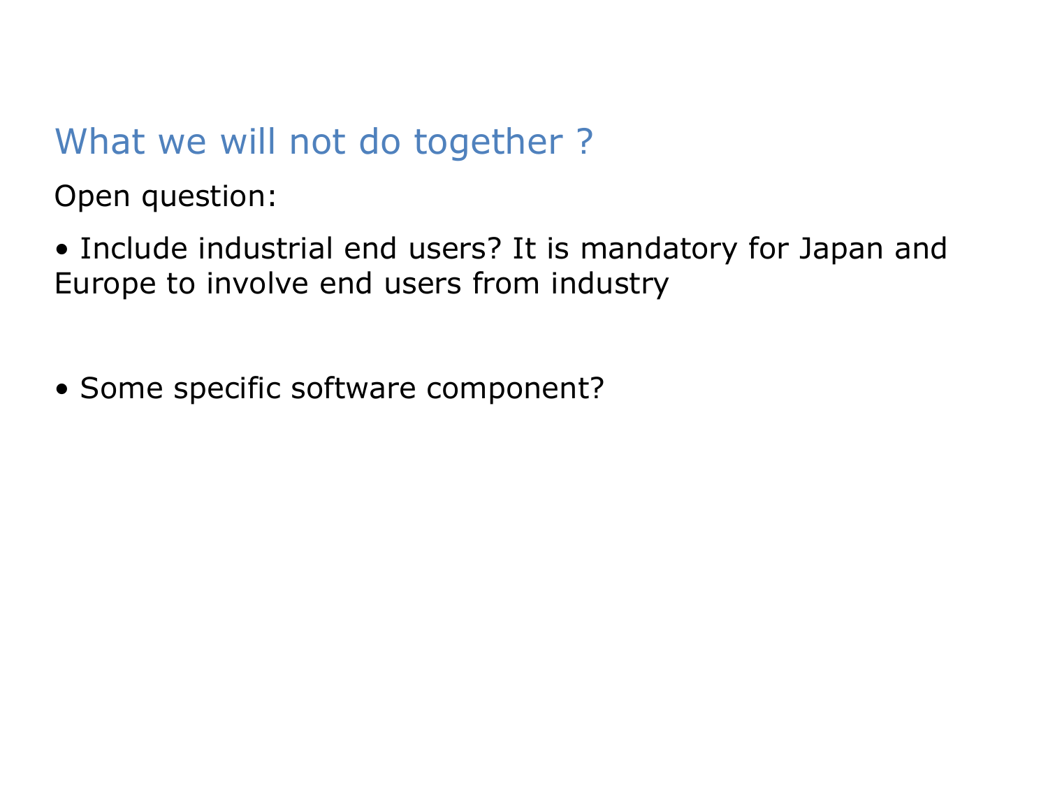## What we will not do together ?

Open question:

- Include industrial end users? It is mandatory for Japan and Europe to involve end users from industry

- Some specific software component?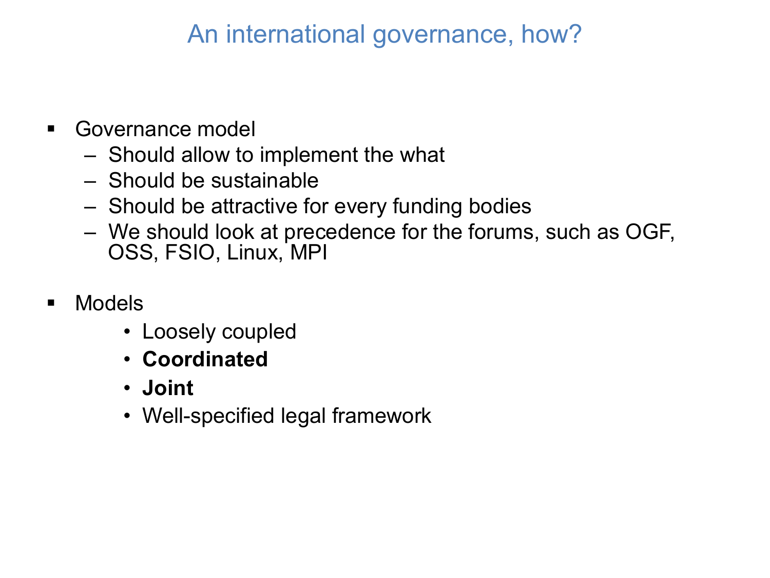# An international governance, how?

- Governance model
  - Should allow to implement the what
  - Should be sustainable
  - Should be attractive for every funding bodies
  - We should look at precedence for the forums, such as OGF, OSS, FSIO, Linux, MPI

- Models
  - Loosely coupled
  - **Coordinated**
  - **Joint**
  - Well-specified legal framework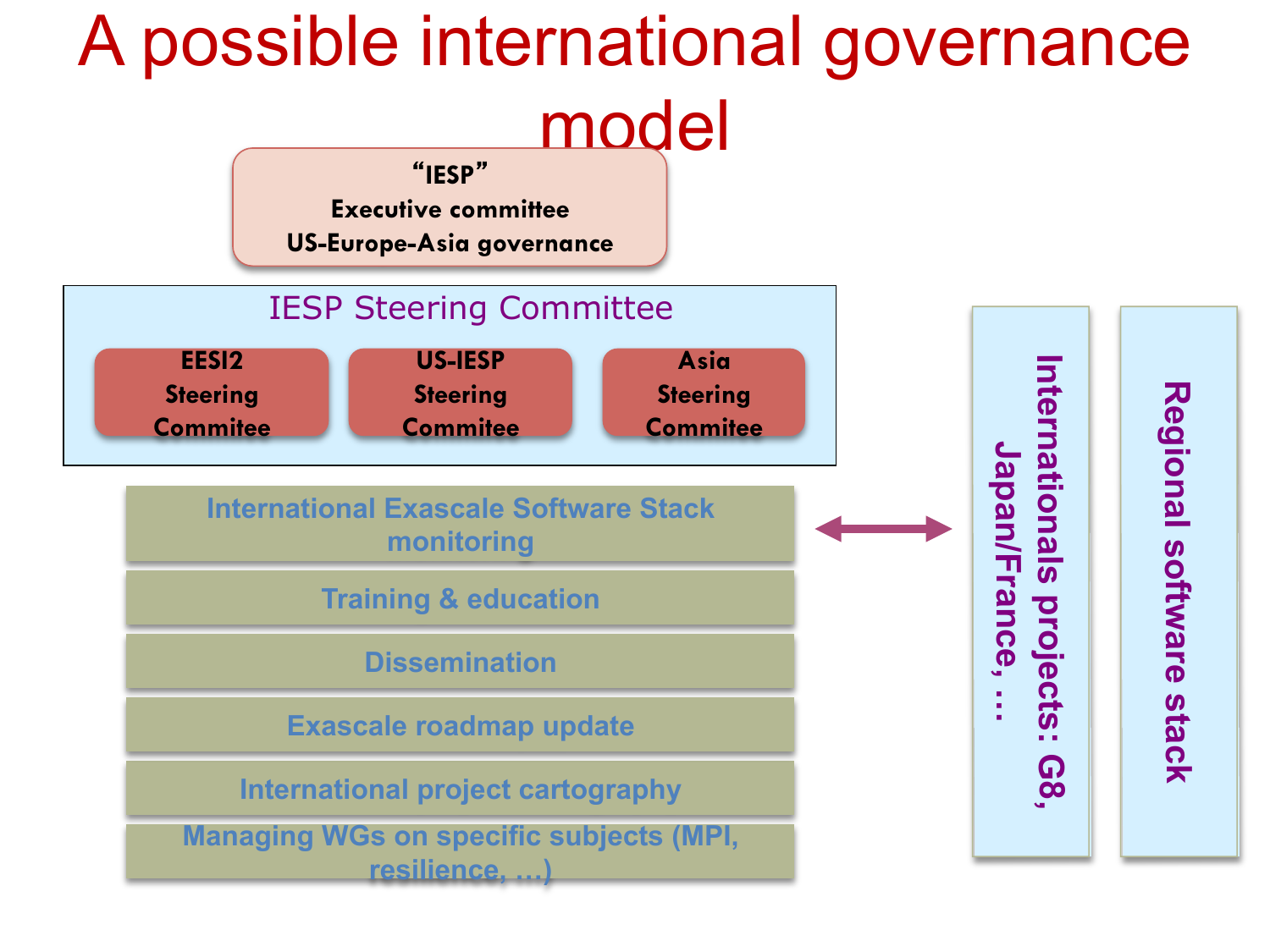# A possible international governance model

**"IESP"**
**Executive committee**
**US-Europe-Asia governance**

IESP Steering Committee

- **EESI2 Steering Commitee**
- **US-IESP Steering Commitee**
- **Asia Steering Commitee**

**International Exascale Software Stack monitoring**

**Training & education**

**Dissemination**

**Exascale roadmap update**

**International project cartography**

**Managing WGs on specific subjects (MPI, resilience, …)**

**Internationals projects: G8, Japan/France, …**

**Regional software stack**